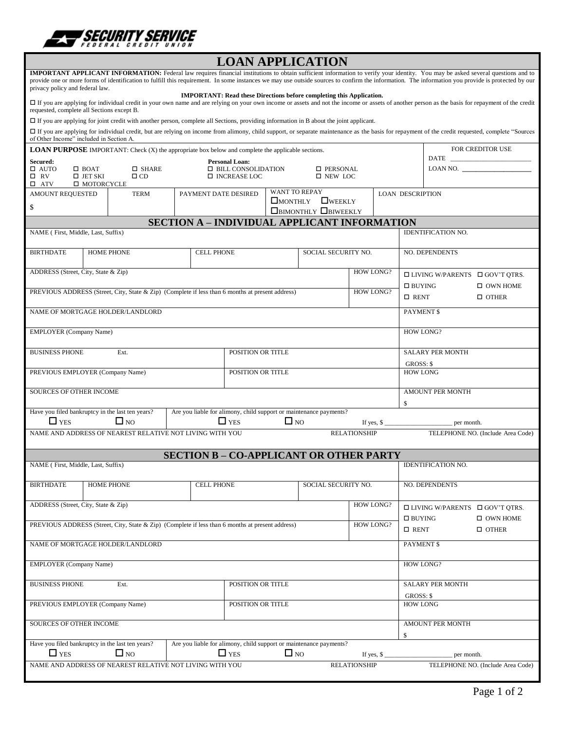SECURITY SERVICE FEDERAL CREDIT UNION

# LOAN APPLICATION

**IMPORTANT APPLICANT INFORMATION:** Federal law requires financial institutions to obtain sufficient information to verify your identity. You may be asked several questions and to provide one or more forms of identification to fulfill this requirement. In some instances we may use outside sources to confirm the information. The information you provide is protected by our privacy policy and federal law.

**IMPORTANT: Read these Directions before completing this Application.**

☐ If you are applying for individual credit in your own name and are relying on your own income or assets and not the income or assets of another person as the basis for repayment of the credit requested, complete all Sections except B.

☐ If you are applying for joint credit with another person, complete all Sections, providing information in B about the joint applicant.

☐ If you are applying for individual credit, but are relying on income from alimony, child support, or separate maintenance as the basis for repayment of the credit requested, complete "Sources of Other Income" included in Section A.

**LOAN PURPOSE** IMPORTANT: Check (X) the appropriate box below and complete the applicable sections.

**Secured:**
☐ AUTO ☐ BOAT ☐ SHARE
☐ RV ☐ JET SKI ☐ CD
☐ ATV ☐ MOTORCYCLE

**Personal Loan:**
☐ BILL CONSOLIDATION ☐ PERSONAL
☐ INCREASE LOC ☐ NEW LOC

FOR CREDITOR USE
DATE ____________________
LOAN NO. ____________________

| AMOUNT REQUESTED | TERM | PAYMENT DATE DESIRED | WANT TO REPAY | LOAN DESCRIPTION |
|---|---|---|---|---|
| $ | | | ☐ MONTHLY ☐ WEEKLY ☐ BIMONTHLY ☐ BIWEEKLY | |

## SECTION A – INDIVIDUAL APPLICANT INFORMATION

| NAME ( First, Middle, Last, Suffix) | | | | IDENTIFICATION NO. |
|---|---|---|---|---|
| BIRTHDATE | HOME PHONE | CELL PHONE | SOCIAL SECURITY NO. | NO. DEPENDENTS |
| ADDRESS (Street, City, State & Zip) | | | HOW LONG? | ☐ LIVING W/PARENTS ☐ GOV'T QTRS. ☐ BUYING ☐ OWN HOME ☐ RENT ☐ OTHER |
| PREVIOUS ADDRESS (Street, City, State & Zip) (Complete if less than 6 months at present address) | | | HOW LONG? | |
| NAME OF MORTGAGE HOLDER/LANDLORD | | | | PAYMENT $ |
| EMPLOYER (Company Name) | | | | HOW LONG? |
| BUSINESS PHONE Ext. | | POSITION OR TITLE | | SALARY PER MONTH GROSS: $ |
| PREVIOUS EMPLOYER (Company Name) | | POSITION OR TITLE | | HOW LONG |
| SOURCES OF OTHER INCOME | | | | AMOUNT PER MONTH $ |
| Have you filed bankruptcy in the last ten years? ☐ YES ☐ NO | Are you liable for alimony, child support or maintenance payments? ☐ YES ☐ NO | | If yes, $ ____________ per month. | |
| NAME AND ADDRESS OF NEAREST RELATIVE NOT LIVING WITH YOU | | | RELATIONSHIP | TELEPHONE NO. (Include Area Code) |

## SECTION B – CO-APPLICANT OR OTHER PARTY

| NAME ( First, Middle, Last, Suffix) | | | | IDENTIFICATION NO. |
|---|---|---|---|---|
| BIRTHDATE | HOME PHONE | CELL PHONE | SOCIAL SECURITY NO. | NO. DEPENDENTS |
| ADDRESS (Street, City, State & Zip) | | | HOW LONG? | ☐ LIVING W/PARENTS ☐ GOV'T QTRS. ☐ BUYING ☐ OWN HOME ☐ RENT ☐ OTHER |
| PREVIOUS ADDRESS (Street, City, State & Zip) (Complete if less than 6 months at present address) | | | HOW LONG? | |
| NAME OF MORTGAGE HOLDER/LANDLORD | | | | PAYMENT $ |
| EMPLOYER (Company Name) | | | | HOW LONG? |
| BUSINESS PHONE Ext. | | POSITION OR TITLE | | SALARY PER MONTH GROSS: $ |
| PREVIOUS EMPLOYER (Company Name) | | POSITION OR TITLE | | HOW LONG |
| SOURCES OF OTHER INCOME | | | | AMOUNT PER MONTH $ |
| Have you filed bankruptcy in the last ten years? ☐ YES ☐ NO | Are you liable for alimony, child support or maintenance payments? ☐ YES ☐ NO | | If yes, $ ____________ per month. | |
| NAME AND ADDRESS OF NEAREST RELATIVE NOT LIVING WITH YOU | | | RELATIONSHIP | TELEPHONE NO. (Include Area Code) |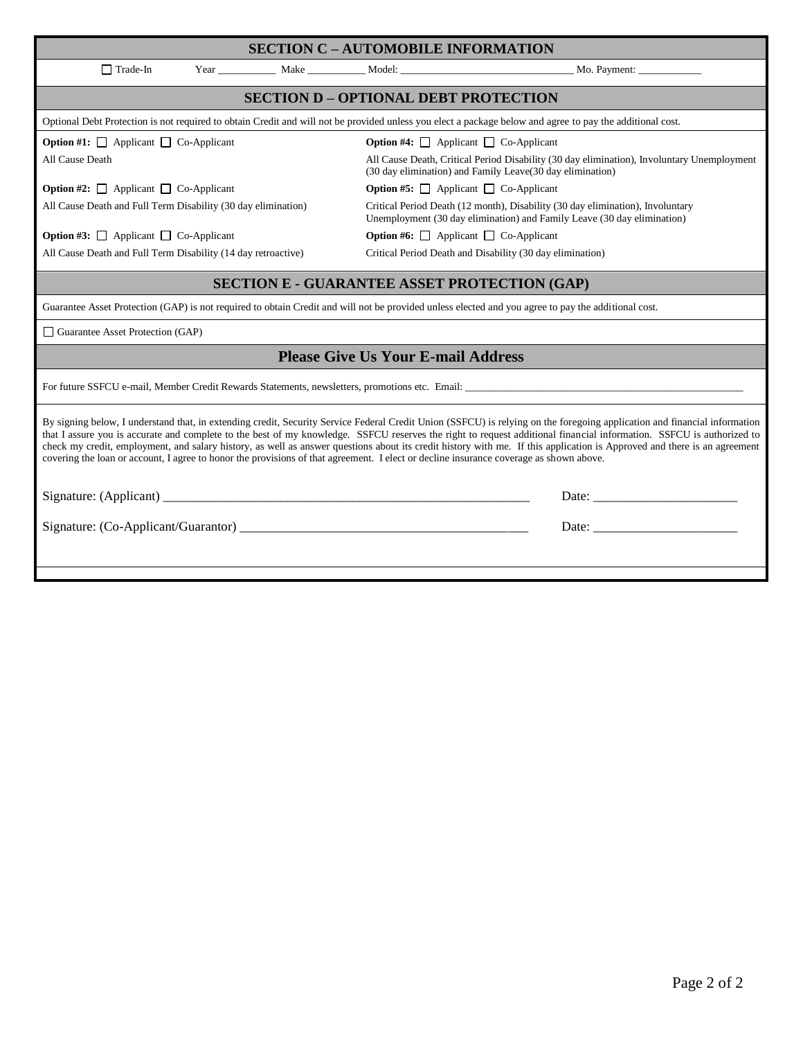## SECTION C – AUTOMOBILE INFORMATION

☐ Trade-In Year ___________ Make ___________ Model: ________________________________ Mo. Payment: ____________

## SECTION D – OPTIONAL DEBT PROTECTION

Optional Debt Protection is not required to obtain Credit and will not be provided unless you elect a package below and agree to pay the additional cost.

**Option #1:** ☐ Applicant ☐ Co-Applicant

All Cause Death

**Option #2:** ☐ Applicant ☐ Co-Applicant

All Cause Death and Full Term Disability (30 day elimination)

**Option #3:** ☐ Applicant ☐ Co-Applicant

All Cause Death and Full Term Disability (14 day retroactive)

**Option #4:** ☐ Applicant ☐ Co-Applicant

All Cause Death, Critical Period Disability (30 day elimination), Involuntary Unemployment (30 day elimination) and Family Leave(30 day elimination)

**Option #5:** ☐ Applicant ☐ Co-Applicant

Critical Period Death (12 month), Disability (30 day elimination), Involuntary Unemployment (30 day elimination) and Family Leave (30 day elimination)

**Option #6:** ☐ Applicant ☐ Co-Applicant

Critical Period Death and Disability (30 day elimination)

## SECTION E - GUARANTEE ASSET PROTECTION (GAP)

Guarantee Asset Protection (GAP) is not required to obtain Credit and will not be provided unless elected and you agree to pay the additional cost.

☐ Guarantee Asset Protection (GAP)

## Please Give Us Your E-mail Address

For future SSFCU e-mail, Member Credit Rewards Statements, newsletters, promotions etc. Email: _______________________________________________________

By signing below, I understand that, in extending credit, Security Service Federal Credit Union (SSFCU) is relying on the foregoing application and financial information that I assure you is accurate and complete to the best of my knowledge. SSFCU reserves the right to request additional financial information. SSFCU is authorized to check my credit, employment, and salary history, as well as answer questions about its credit history with me. If this application is Approved and there is an agreement covering the loan or account, I agree to honor the provisions of that agreement. I elect or decline insurance coverage as shown above.

Signature: (Applicant) _________________________________________________________ Date: ______________________

Signature: (Co-Applicant/Guarantor) ____________________________________________ Date: ______________________